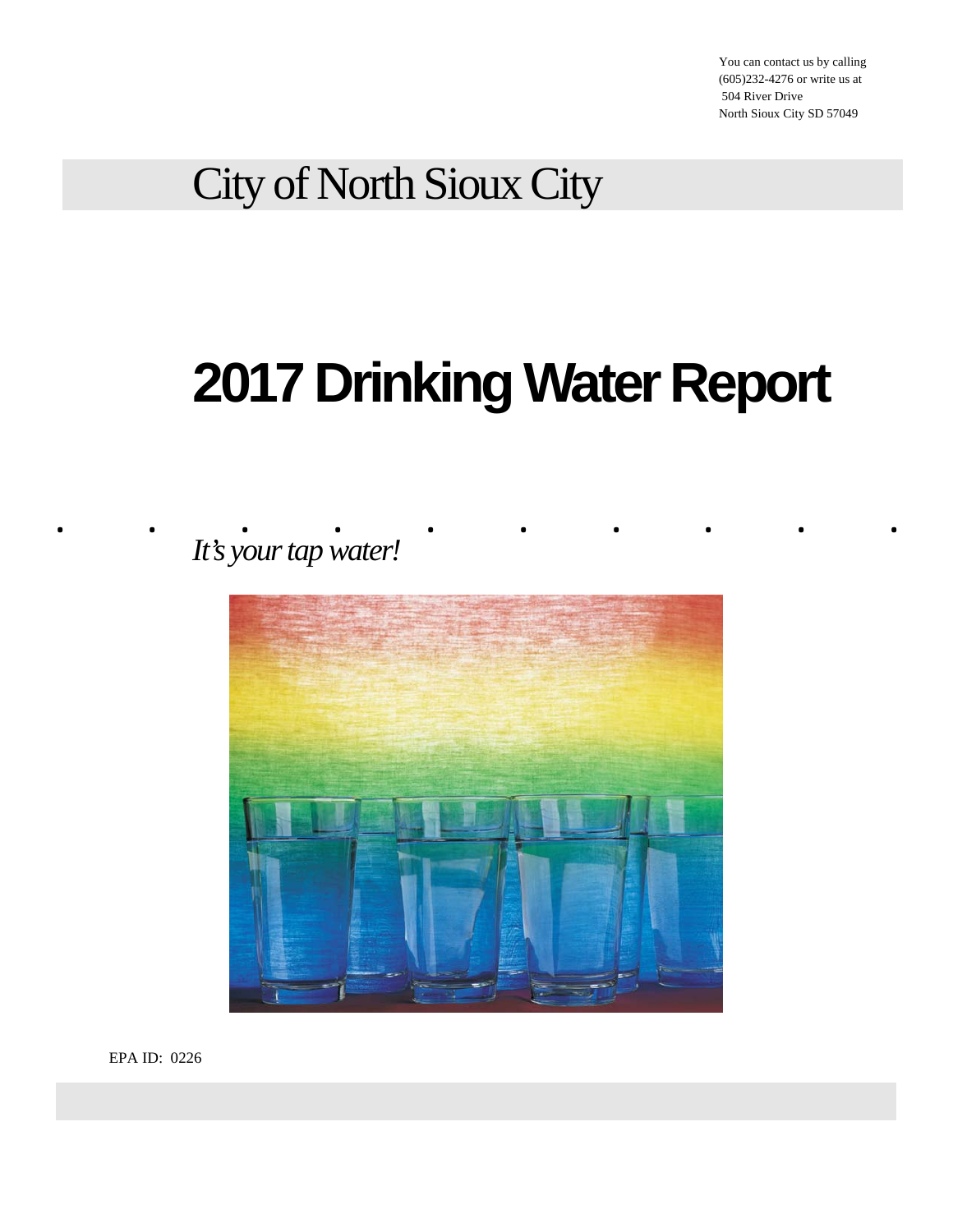You can contact us by calling (605)232-4276 or write us at
504 River Drive
North Sioux City SD 57049

# City of North Sioux City

# 2017 Drinking Water Report

*It's your tap water!*

EPA ID: 0226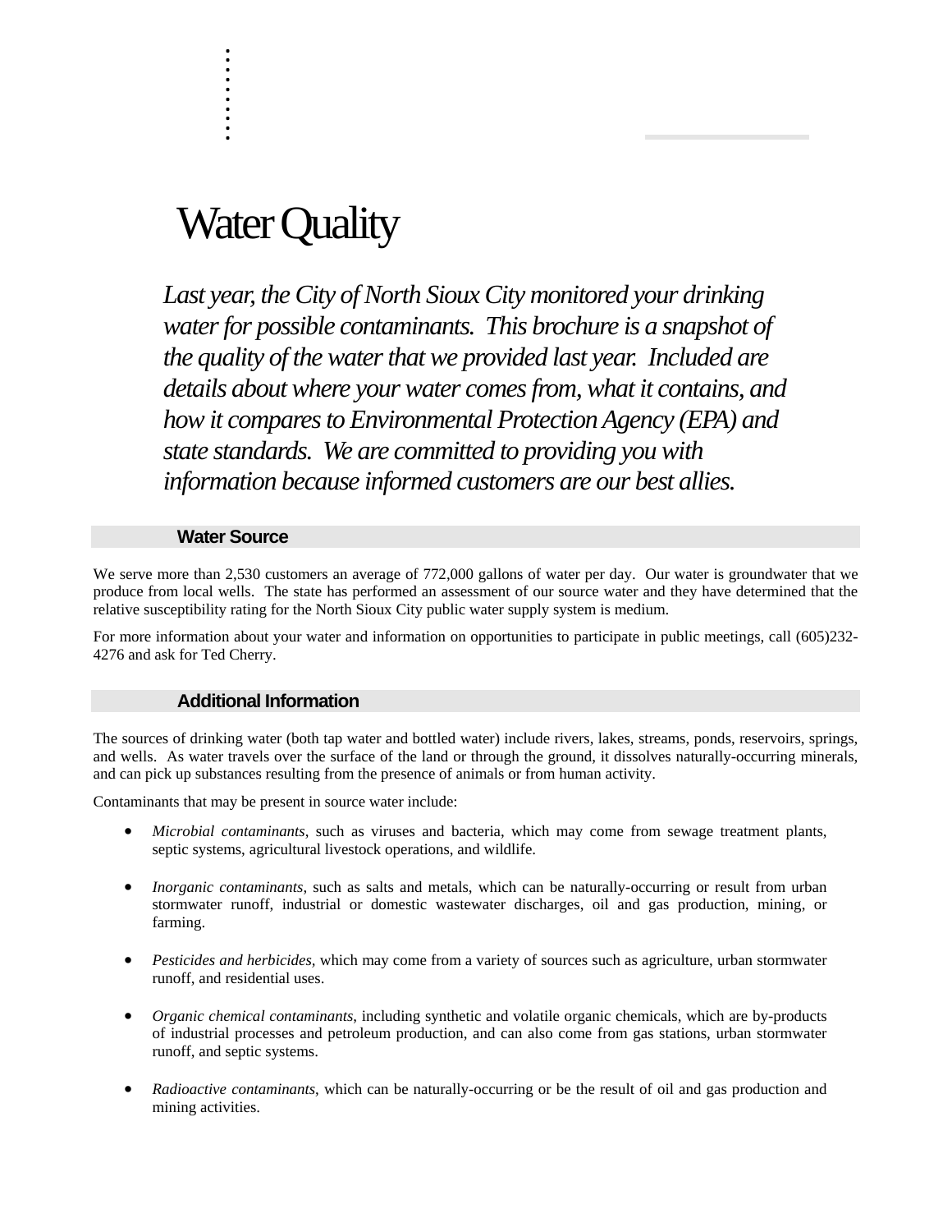# Water Quality

*Last year, the City of North Sioux City monitored your drinking water for possible contaminants. This brochure is a snapshot of the quality of the water that we provided last year. Included are details about where your water comes from, what it contains, and how it compares to Environmental Protection Agency (EPA) and state standards. We are committed to providing you with information because informed customers are our best allies.*

## Water Source

We serve more than 2,530 customers an average of 772,000 gallons of water per day. Our water is groundwater that we produce from local wells. The state has performed an assessment of our source water and they have determined that the relative susceptibility rating for the North Sioux City public water supply system is medium.

For more information about your water and information on opportunities to participate in public meetings, call (605)232-4276 and ask for Ted Cherry.

## Additional Information

The sources of drinking water (both tap water and bottled water) include rivers, lakes, streams, ponds, reservoirs, springs, and wells. As water travels over the surface of the land or through the ground, it dissolves naturally-occurring minerals, and can pick up substances resulting from the presence of animals or from human activity.

Contaminants that may be present in source water include:

- *Microbial contaminants*, such as viruses and bacteria, which may come from sewage treatment plants, septic systems, agricultural livestock operations, and wildlife.
- *Inorganic contaminants*, such as salts and metals, which can be naturally-occurring or result from urban stormwater runoff, industrial or domestic wastewater discharges, oil and gas production, mining, or farming.
- *Pesticides and herbicides*, which may come from a variety of sources such as agriculture, urban stormwater runoff, and residential uses.
- *Organic chemical contaminants*, including synthetic and volatile organic chemicals, which are by-products of industrial processes and petroleum production, and can also come from gas stations, urban stormwater runoff, and septic systems.
- *Radioactive contaminants*, which can be naturally-occurring or be the result of oil and gas production and mining activities.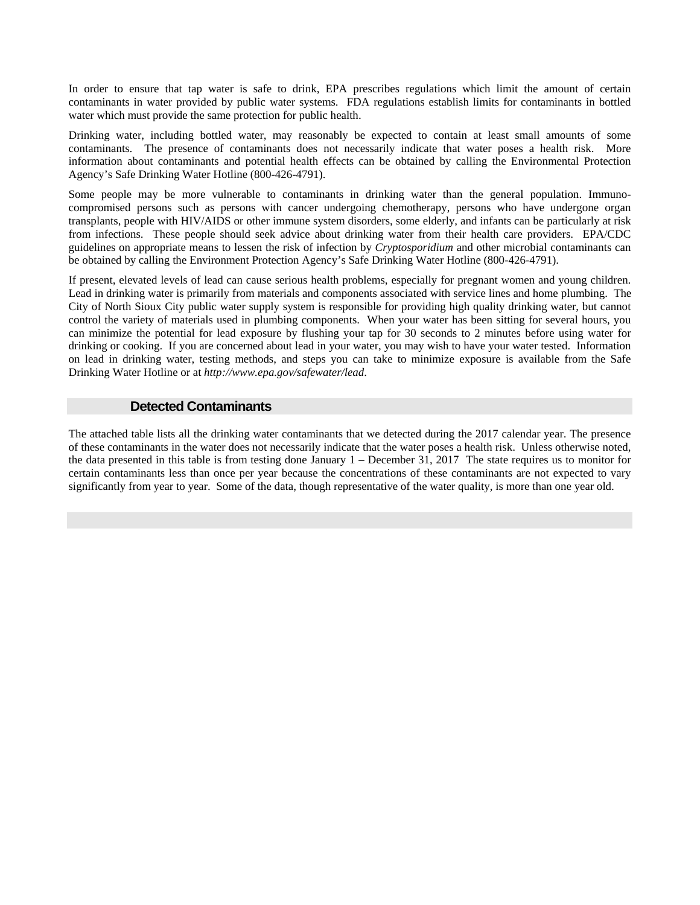In order to ensure that tap water is safe to drink, EPA prescribes regulations which limit the amount of certain contaminants in water provided by public water systems. FDA regulations establish limits for contaminants in bottled water which must provide the same protection for public health.

Drinking water, including bottled water, may reasonably be expected to contain at least small amounts of some contaminants. The presence of contaminants does not necessarily indicate that water poses a health risk. More information about contaminants and potential health effects can be obtained by calling the Environmental Protection Agency's Safe Drinking Water Hotline (800-426-4791).

Some people may be more vulnerable to contaminants in drinking water than the general population. Immuno-compromised persons such as persons with cancer undergoing chemotherapy, persons who have undergone organ transplants, people with HIV/AIDS or other immune system disorders, some elderly, and infants can be particularly at risk from infections. These people should seek advice about drinking water from their health care providers. EPA/CDC guidelines on appropriate means to lessen the risk of infection by *Cryptosporidium* and other microbial contaminants can be obtained by calling the Environment Protection Agency's Safe Drinking Water Hotline (800-426-4791).

If present, elevated levels of lead can cause serious health problems, especially for pregnant women and young children. Lead in drinking water is primarily from materials and components associated with service lines and home plumbing. The City of North Sioux City public water supply system is responsible for providing high quality drinking water, but cannot control the variety of materials used in plumbing components. When your water has been sitting for several hours, you can minimize the potential for lead exposure by flushing your tap for 30 seconds to 2 minutes before using water for drinking or cooking. If you are concerned about lead in your water, you may wish to have your water tested. Information on lead in drinking water, testing methods, and steps you can take to minimize exposure is available from the Safe Drinking Water Hotline or at *http://www.epa.gov/safewater/lead*.

## Detected Contaminants

The attached table lists all the drinking water contaminants that we detected during the 2017 calendar year. The presence of these contaminants in the water does not necessarily indicate that the water poses a health risk. Unless otherwise noted, the data presented in this table is from testing done January 1 – December 31, 2017 The state requires us to monitor for certain contaminants less than once per year because the concentrations of these contaminants are not expected to vary significantly from year to year. Some of the data, though representative of the water quality, is more than one year old.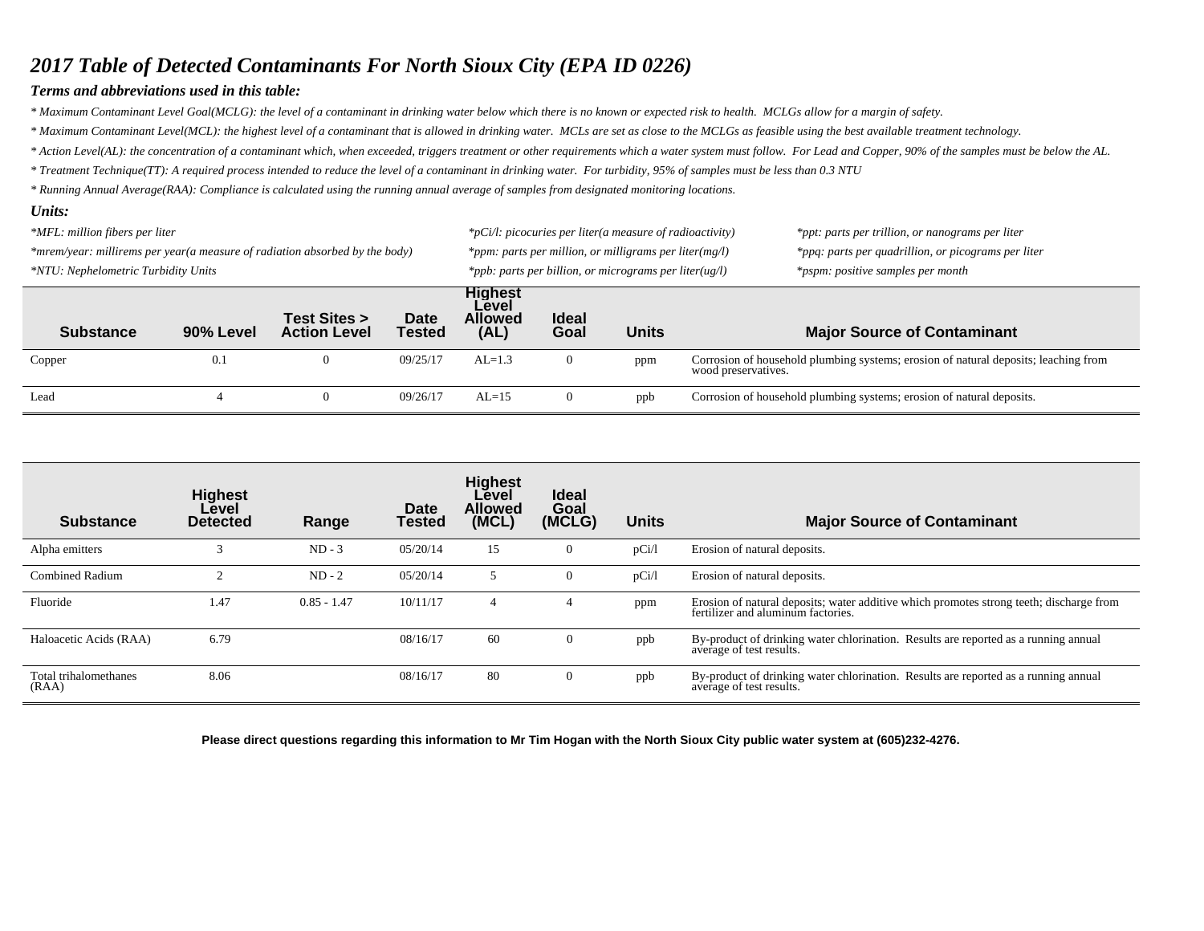## *2017 Table of Detected Contaminants For North Sioux City (EPA ID 0226)*

### *Terms and abbreviations used in this table:*

*\* Maximum Contaminant Level Goal(MCLG): the level of a contaminant in drinking water below which there is no known or expected risk to health. MCLGs allow for a margin of safety.*

*\* Maximum Contaminant Level(MCL): the highest level of a contaminant that is allowed in drinking water. MCLs are set as close to the MCLGs as feasible using the best available treatment technology.*

*\* Action Level(AL): the concentration of a contaminant which, when exceeded, triggers treatment or other requirements which a water system must follow. For Lead and Copper, 90% of the samples must be below the AL.*

*\* Treatment Technique(TT): A required process intended to reduce the level of a contaminant in drinking water. For turbidity, 95% of samples must be less than 0.3 NTU*

*\* Running Annual Average(RAA): Compliance is calculated using the running annual average of samples from designated monitoring locations.*

### *Units:*

*\*MFL: million fibers per liter*

*\*mrem/year: millirems per year(a measure of radiation absorbed by the body)*

*\*NTU: Nephelometric Turbidity Units*

*\*pCi/l: picocuries per liter(a measure of radioactivity)*

*\*ppm: parts per million, or milligrams per liter(mg/l)*

*\*ppb: parts per billion, or micrograms per liter(ug/l)*

*\*ppt: parts per trillion, or nanograms per liter*

*\*ppq: parts per quadrillion, or picograms per liter*

*\*pspm: positive samples per month*

| Substance | 90% Level | Test Sites > Action Level | Date Tested | Highest Level Allowed (AL) | Ideal Goal | Units | Major Source of Contaminant |
|---|---|---|---|---|---|---|---|
| Copper | 0.1 | 0 | 09/25/17 | AL=1.3 | 0 | ppm | Corrosion of household plumbing systems; erosion of natural deposits; leaching from wood preservatives. |
| Lead | 4 | 0 | 09/26/17 | AL=15 | 0 | ppb | Corrosion of household plumbing systems; erosion of natural deposits. |

| Substance | Highest Level Detected | Range | Date Tested | Highest Level Allowed (MCL) | Ideal Goal (MCLG) | Units | Major Source of Contaminant |
|---|---|---|---|---|---|---|---|
| Alpha emitters | 3 | ND - 3 | 05/20/14 | 15 | 0 | pCi/l | Erosion of natural deposits. |
| Combined Radium | 2 | ND - 2 | 05/20/14 | 5 | 0 | pCi/l | Erosion of natural deposits. |
| Fluoride | 1.47 | 0.85 - 1.47 | 10/11/17 | 4 | 4 | ppm | Erosion of natural deposits; water additive which promotes strong teeth; discharge from fertilizer and aluminum factories. |
| Haloacetic Acids (RAA) | 6.79 | | 08/16/17 | 60 | 0 | ppb | By-product of drinking water chlorination. Results are reported as a running annual average of test results. |
| Total trihalomethanes (RAA) | 8.06 | | 08/16/17 | 80 | 0 | ppb | By-product of drinking water chlorination. Results are reported as a running annual average of test results. |

**Please direct questions regarding this information to Mr Tim Hogan with the North Sioux City public water system at (605)232-4276.**